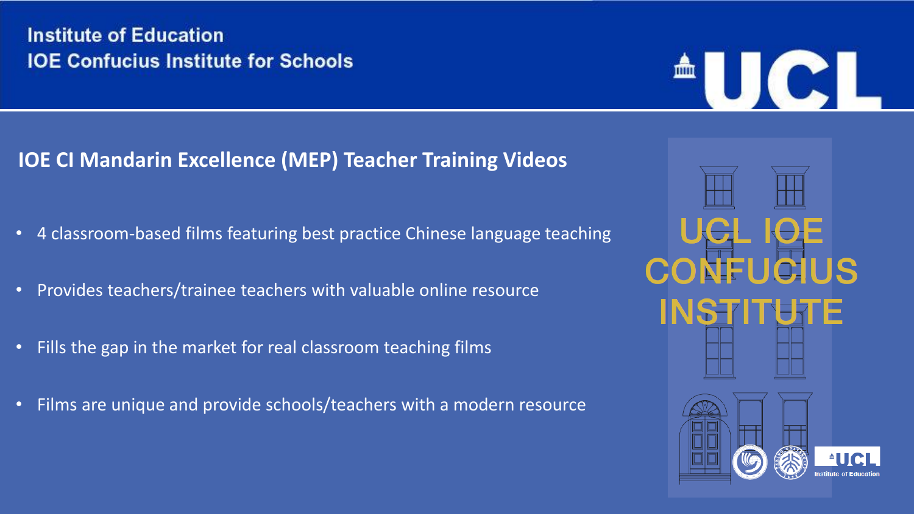Institute of Education
IOE Confucius Institute for Schools

UCL

## IOE CI Mandarin Excellence (MEP) Teacher Training Videos

- 4 classroom-based films featuring best practice Chinese language teaching
- Provides teachers/trainee teachers with valuable online resource
- Fills the gap in the market for real classroom teaching films
- Films are unique and provide schools/teachers with a modern resource

UCL IOE CONFUCIUS INSTITUTE

UCL Institute of Education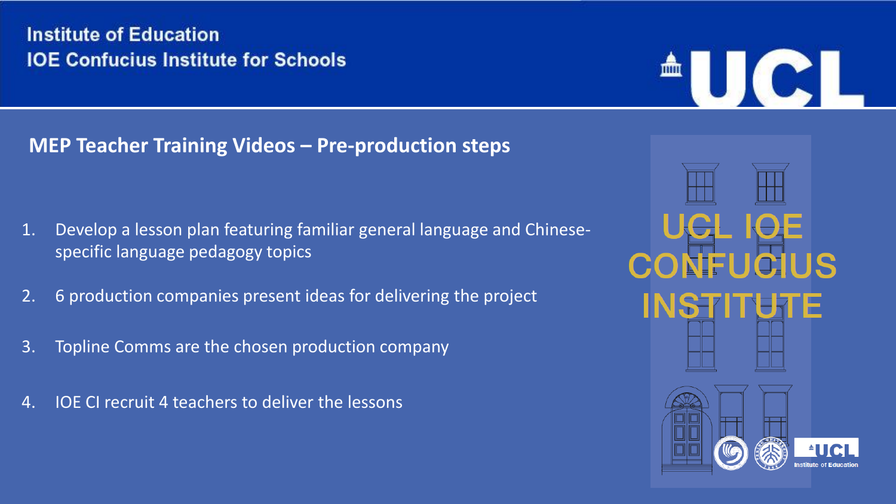Institute of Education
IOE Confucius Institute for Schools

## MEP Teacher Training Videos – Pre-production steps

1. Develop a lesson plan featuring familiar general language and Chinese-specific language pedagogy topics
2. 6 production companies present ideas for delivering the project
3. Topline Comms are the chosen production company
4. IOE CI recruit 4 teachers to deliver the lessons

UCL IOE CONFUCIUS INSTITUTE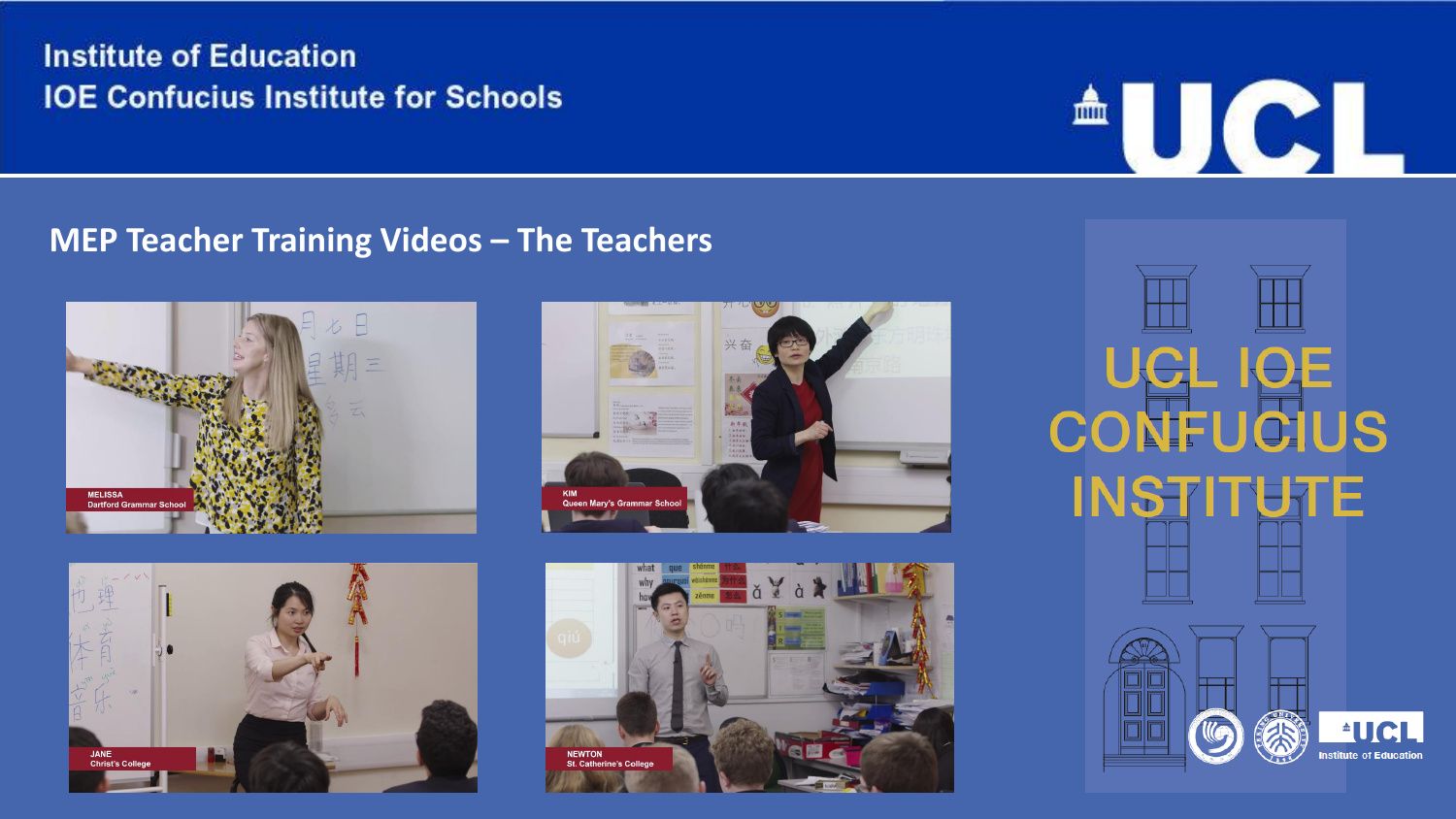Institute of Education
IOE Confucius Institute for Schools

UCL

## MEP Teacher Training Videos – The Teachers

MELISSA
Dartford Grammar School

KIM
Queen Mary's Grammar School

JANE
Christ's College

NEWTON
St. Catherine's College

UCL IOE CONFUCIUS INSTITUTE

UCL Institute of Education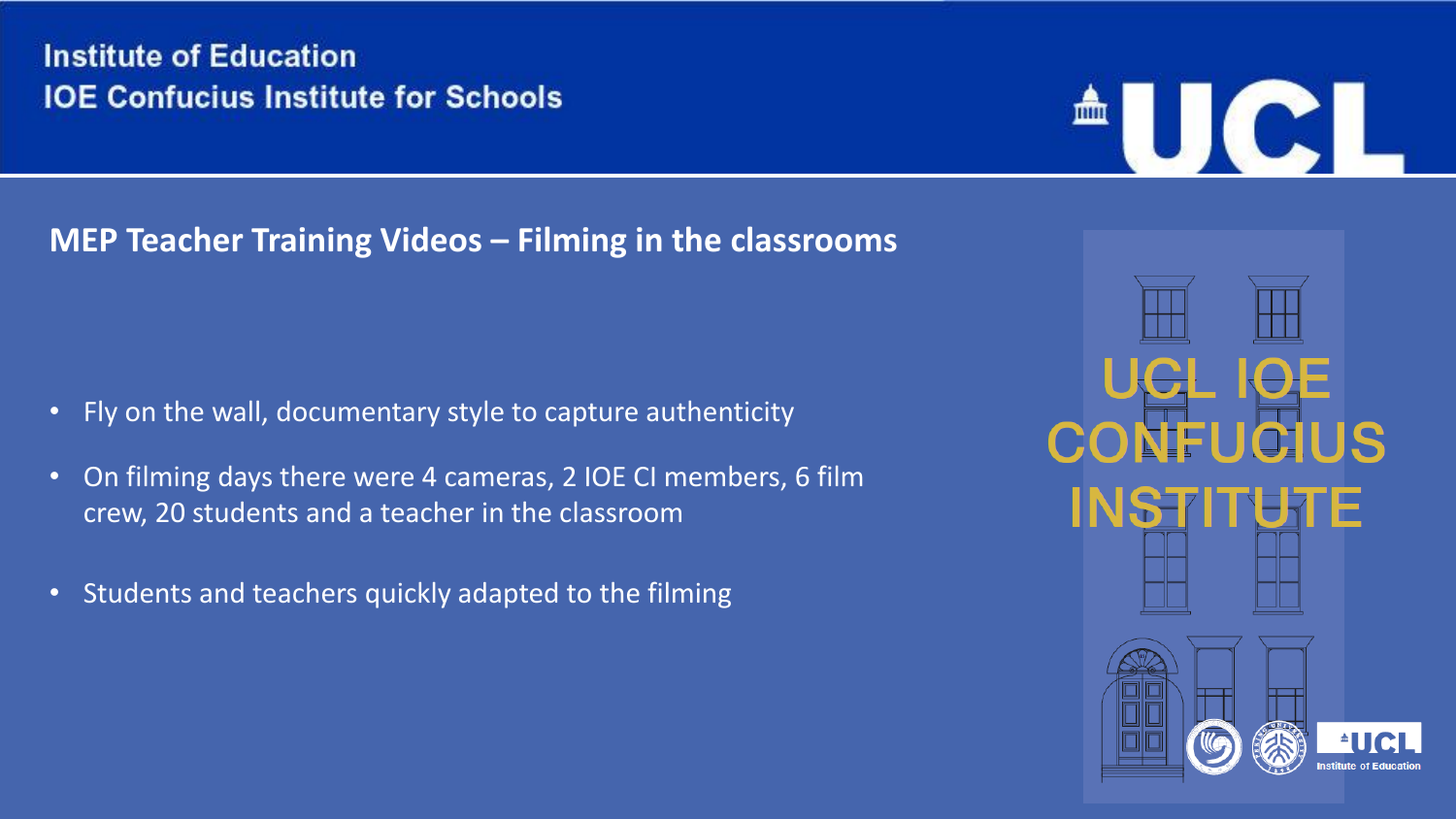Institute of Education
IOE Confucius Institute for Schools

## MEP Teacher Training Videos – Filming in the classrooms

- Fly on the wall, documentary style to capture authenticity
- On filming days there were 4 cameras, 2 IOE CI members, 6 film crew, 20 students and a teacher in the classroom
- Students and teachers quickly adapted to the filming

UCL IOE CONFUCIUS INSTITUTE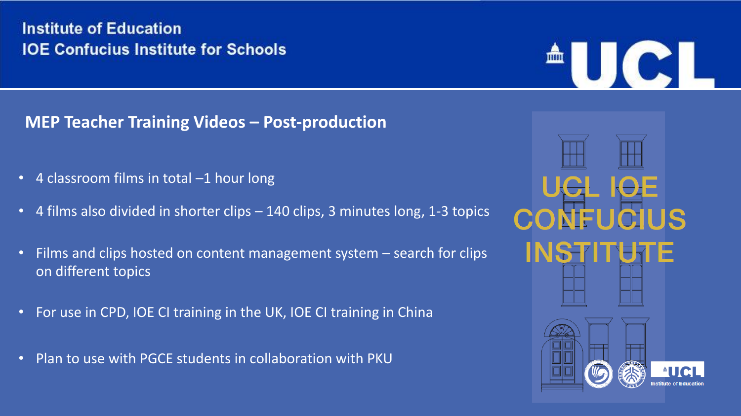Institute of Education
IOE Confucius Institute for Schools

## MEP Teacher Training Videos – Post-production

- 4 classroom films in total –1 hour long
- 4 films also divided in shorter clips – 140 clips, 3 minutes long, 1-3 topics
- Films and clips hosted on content management system – search for clips on different topics
- For use in CPD, IOE CI training in the UK, IOE CI training in China
- Plan to use with PGCE students in collaboration with PKU

UCL IOE CONFUCIUS INSTITUTE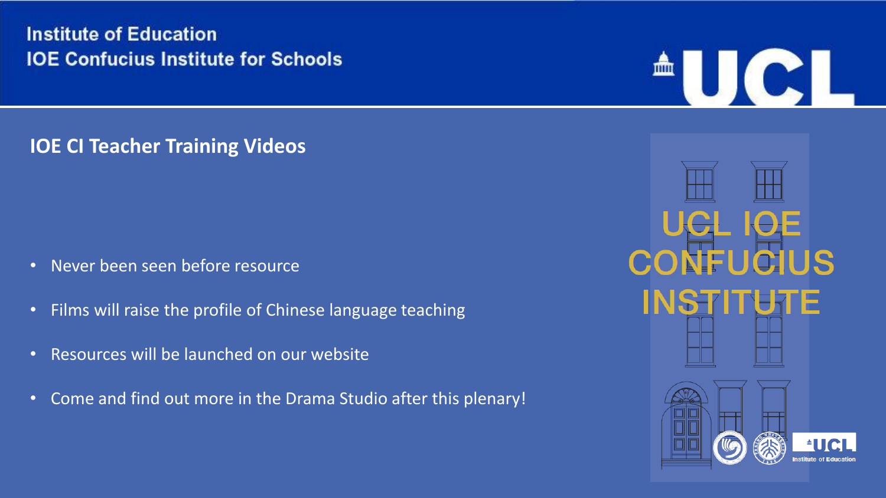Institute of Education
IOE Confucius Institute for Schools

## IOE CI Teacher Training Videos

- Never been seen before resource
- Films will raise the profile of Chinese language teaching
- Resources will be launched on our website
- Come and find out more in the Drama Studio after this plenary!

UCL IOE CONFUCIUS INSTITUTE